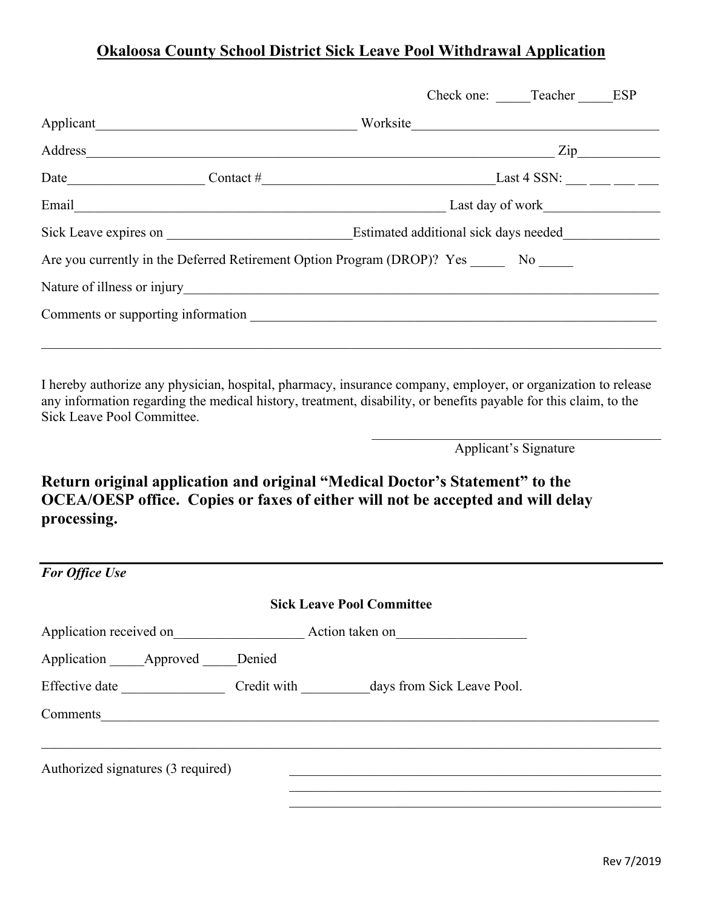# Okaloosa County School District Sick Leave Pool Withdrawal Application

Check one: _____Teacher _____ESP

Applicant_______________________________________ Worksite____________________________________

Address_________________________________________________________________________ Zip____________

Date____________________ Contact #__________________________________Last 4 SSN: ___ ___ ___ ___

Email________________________________________________________ Last day of work_________________

Sick Leave expires on ___________________________Estimated additional sick days needed______________

Are you currently in the Deferred Retirement Option Program (DROP)? Yes _____ No _____

Nature of illness or injury___________________________________________________________________________

Comments or supporting information _______________________________________________________________

_____________________________________________________________________________________________

I hereby authorize any physician, hospital, pharmacy, insurance company, employer, or organization to release any information regarding the medical history, treatment, disability, or benefits payable for this claim, to the Sick Leave Pool Committee.

_____________________________________________
Applicant's Signature

**Return original application and original "Medical Doctor's Statement" to the OCEA/OESP office. Copies or faxes of either will not be accepted and will delay processing.**

---

***For Office Use***

**Sick Leave Pool Committee**

Application received on___________________ Action taken on___________________

Application _____Approved _____Denied

Effective date _______________ Credit with __________days from Sick Leave Pool.

Comments____________________________________________________________________________________

_____________________________________________________________________________________________

Authorized signatures (3 required) _______________________________________________________

_______________________________________________________

_______________________________________________________

Rev 7/2019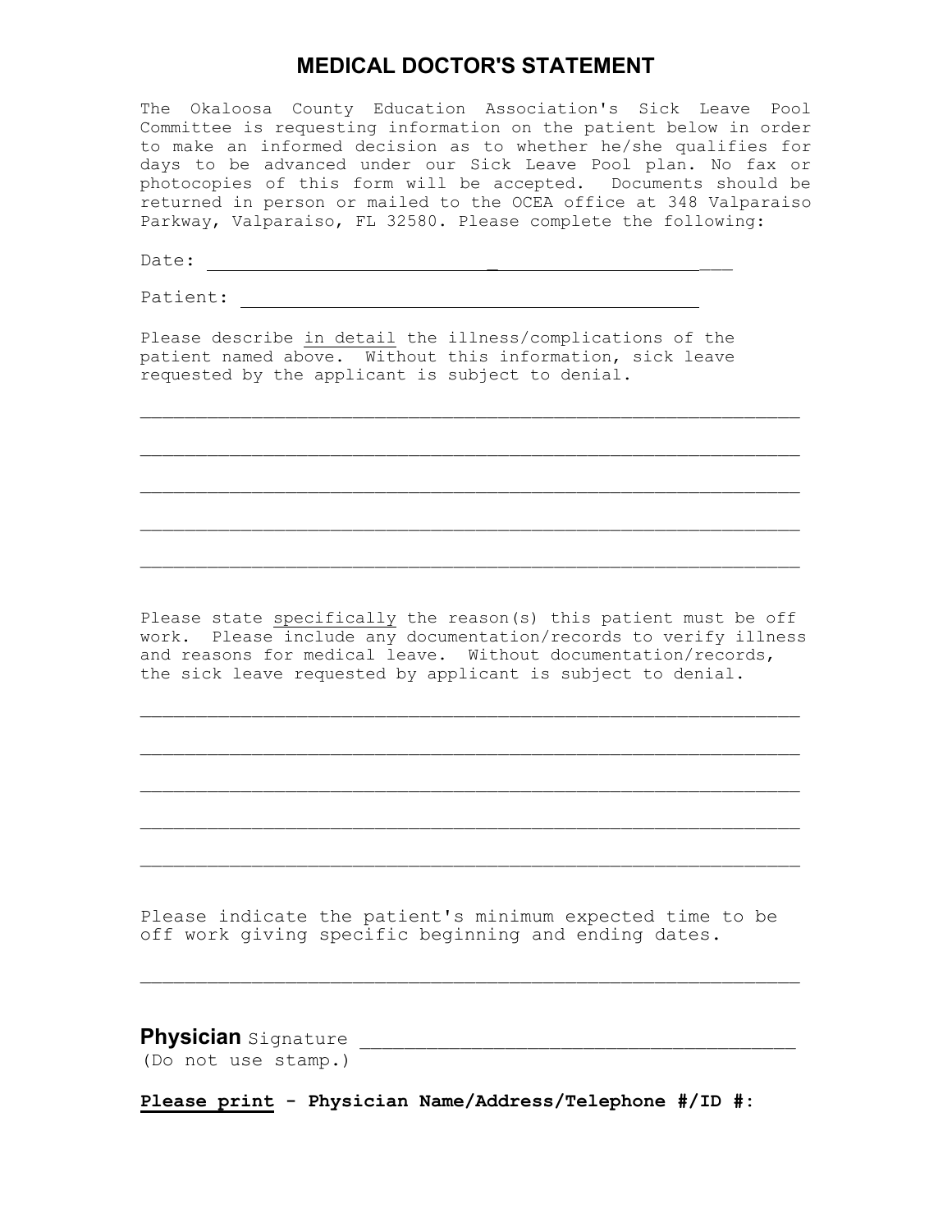# MEDICAL DOCTOR'S STATEMENT

The Okaloosa County Education Association's Sick Leave Pool Committee is requesting information on the patient below in order to make an informed decision as to whether he/she qualifies for days to be advanced under our Sick Leave Pool plan. No fax or photocopies of this form will be accepted. Documents should be returned in person or mailed to the OCEA office at 348 Valparaiso Parkway, Valparaiso, FL 32580. Please complete the following:

Date: ______________________________________________

Patient: ______________________________________________

Please describe <u>in detail</u> the illness/complications of the patient named above. Without this information, sick leave requested by the applicant is subject to denial.

_____________________________________________________________

_____________________________________________________________

_____________________________________________________________

_____________________________________________________________

_____________________________________________________________

Please state <u>specifically</u> the reason(s) this patient must be off work. Please include any documentation/records to verify illness and reasons for medical leave. Without documentation/records, the sick leave requested by applicant is subject to denial.

_____________________________________________________________

_____________________________________________________________

_____________________________________________________________

_____________________________________________________________

_____________________________________________________________

Please indicate the patient's minimum expected time to be off work giving specific beginning and ending dates.

_____________________________________________________________

**Physician** Signature _______________________________________
(Do not use stamp.)

**<u>Please print</u> - Physician Name/Address/Telephone #/ID #:**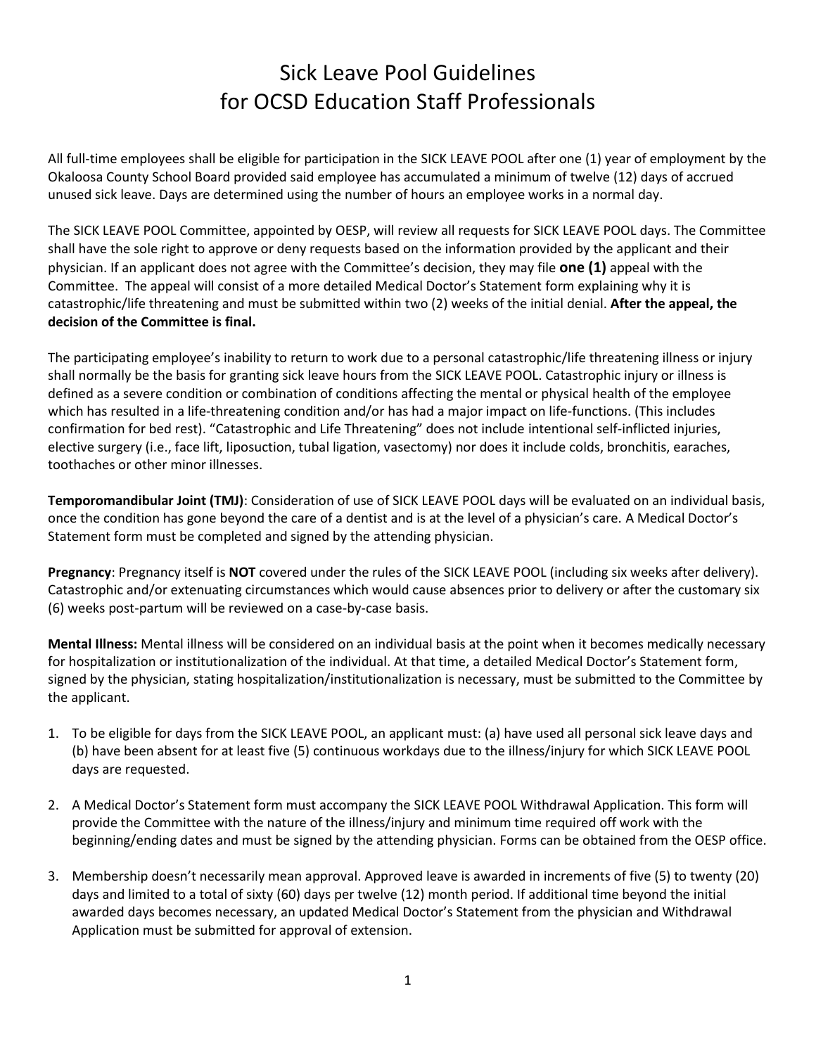# Sick Leave Pool Guidelines for OCSD Education Staff Professionals

All full-time employees shall be eligible for participation in the SICK LEAVE POOL after one (1) year of employment by the Okaloosa County School Board provided said employee has accumulated a minimum of twelve (12) days of accrued unused sick leave. Days are determined using the number of hours an employee works in a normal day.

The SICK LEAVE POOL Committee, appointed by OESP, will review all requests for SICK LEAVE POOL days. The Committee shall have the sole right to approve or deny requests based on the information provided by the applicant and their physician. If an applicant does not agree with the Committee's decision, they may file **one (1)** appeal with the Committee. The appeal will consist of a more detailed Medical Doctor's Statement form explaining why it is catastrophic/life threatening and must be submitted within two (2) weeks of the initial denial. **After the appeal, the decision of the Committee is final.**

The participating employee's inability to return to work due to a personal catastrophic/life threatening illness or injury shall normally be the basis for granting sick leave hours from the SICK LEAVE POOL. Catastrophic injury or illness is defined as a severe condition or combination of conditions affecting the mental or physical health of the employee which has resulted in a life-threatening condition and/or has had a major impact on life-functions. (This includes confirmation for bed rest). "Catastrophic and Life Threatening" does not include intentional self-inflicted injuries, elective surgery (i.e., face lift, liposuction, tubal ligation, vasectomy) nor does it include colds, bronchitis, earaches, toothaches or other minor illnesses.

**Temporomandibular Joint (TMJ)**: Consideration of use of SICK LEAVE POOL days will be evaluated on an individual basis, once the condition has gone beyond the care of a dentist and is at the level of a physician's care. A Medical Doctor's Statement form must be completed and signed by the attending physician.

**Pregnancy**: Pregnancy itself is **NOT** covered under the rules of the SICK LEAVE POOL (including six weeks after delivery). Catastrophic and/or extenuating circumstances which would cause absences prior to delivery or after the customary six (6) weeks post-partum will be reviewed on a case-by-case basis.

**Mental Illness:** Mental illness will be considered on an individual basis at the point when it becomes medically necessary for hospitalization or institutionalization of the individual. At that time, a detailed Medical Doctor's Statement form, signed by the physician, stating hospitalization/institutionalization is necessary, must be submitted to the Committee by the applicant.

1. To be eligible for days from the SICK LEAVE POOL, an applicant must: (a) have used all personal sick leave days and (b) have been absent for at least five (5) continuous workdays due to the illness/injury for which SICK LEAVE POOL days are requested.

2. A Medical Doctor's Statement form must accompany the SICK LEAVE POOL Withdrawal Application. This form will provide the Committee with the nature of the illness/injury and minimum time required off work with the beginning/ending dates and must be signed by the attending physician. Forms can be obtained from the OESP office.

3. Membership doesn't necessarily mean approval. Approved leave is awarded in increments of five (5) to twenty (20) days and limited to a total of sixty (60) days per twelve (12) month period. If additional time beyond the initial awarded days becomes necessary, an updated Medical Doctor's Statement from the physician and Withdrawal Application must be submitted for approval of extension.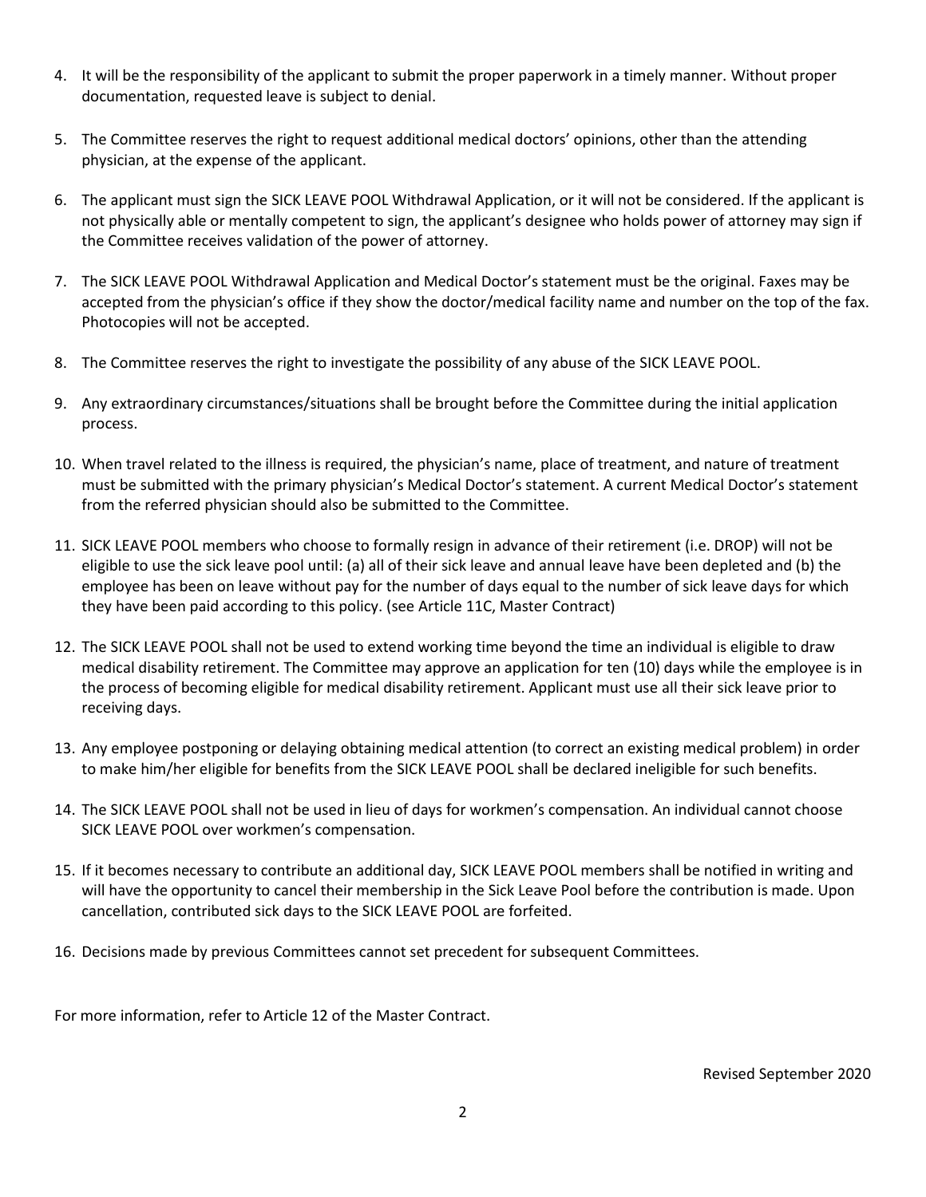4. It will be the responsibility of the applicant to submit the proper paperwork in a timely manner. Without proper documentation, requested leave is subject to denial.

5. The Committee reserves the right to request additional medical doctors' opinions, other than the attending physician, at the expense of the applicant.

6. The applicant must sign the SICK LEAVE POOL Withdrawal Application, or it will not be considered. If the applicant is not physically able or mentally competent to sign, the applicant's designee who holds power of attorney may sign if the Committee receives validation of the power of attorney.

7. The SICK LEAVE POOL Withdrawal Application and Medical Doctor's statement must be the original. Faxes may be accepted from the physician's office if they show the doctor/medical facility name and number on the top of the fax. Photocopies will not be accepted.

8. The Committee reserves the right to investigate the possibility of any abuse of the SICK LEAVE POOL.

9. Any extraordinary circumstances/situations shall be brought before the Committee during the initial application process.

10. When travel related to the illness is required, the physician's name, place of treatment, and nature of treatment must be submitted with the primary physician's Medical Doctor's statement. A current Medical Doctor's statement from the referred physician should also be submitted to the Committee.

11. SICK LEAVE POOL members who choose to formally resign in advance of their retirement (i.e. DROP) will not be eligible to use the sick leave pool until: (a) all of their sick leave and annual leave have been depleted and (b) the employee has been on leave without pay for the number of days equal to the number of sick leave days for which they have been paid according to this policy. (see Article 11C, Master Contract)

12. The SICK LEAVE POOL shall not be used to extend working time beyond the time an individual is eligible to draw medical disability retirement. The Committee may approve an application for ten (10) days while the employee is in the process of becoming eligible for medical disability retirement. Applicant must use all their sick leave prior to receiving days.

13. Any employee postponing or delaying obtaining medical attention (to correct an existing medical problem) in order to make him/her eligible for benefits from the SICK LEAVE POOL shall be declared ineligible for such benefits.

14. The SICK LEAVE POOL shall not be used in lieu of days for workmen's compensation. An individual cannot choose SICK LEAVE POOL over workmen's compensation.

15. If it becomes necessary to contribute an additional day, SICK LEAVE POOL members shall be notified in writing and will have the opportunity to cancel their membership in the Sick Leave Pool before the contribution is made. Upon cancellation, contributed sick days to the SICK LEAVE POOL are forfeited.

16. Decisions made by previous Committees cannot set precedent for subsequent Committees.

For more information, refer to Article 12 of the Master Contract.

Revised September 2020